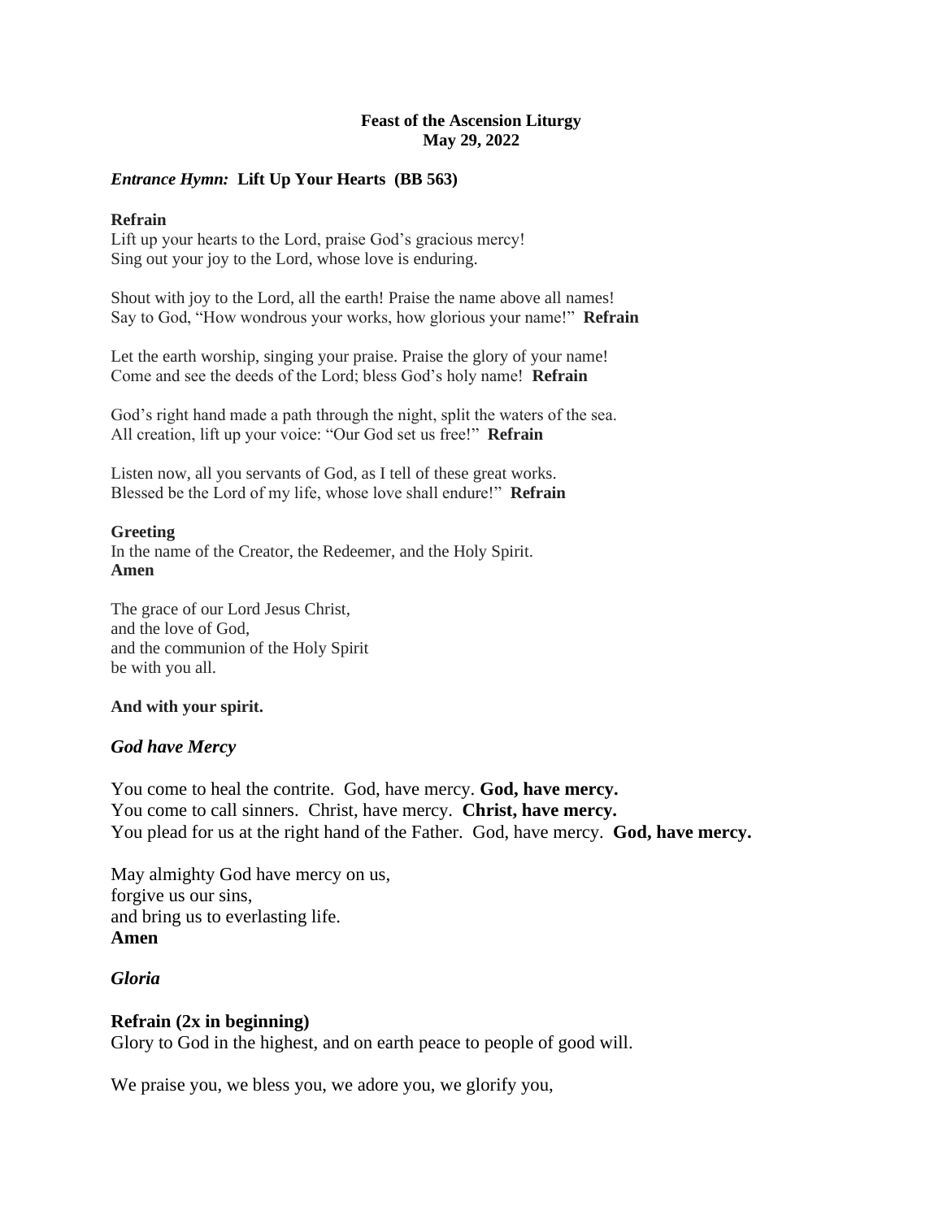**Feast of the Ascension Liturgy**
**May 29, 2022**

***Entrance Hymn:* Lift Up Your Hearts (BB 563)**

**Refrain**
Lift up your hearts to the Lord, praise God's gracious mercy!
Sing out your joy to the Lord, whose love is enduring.

Shout with joy to the Lord, all the earth! Praise the name above all names!
Say to God, "How wondrous your works, how glorious your name!" **Refrain**

Let the earth worship, singing your praise. Praise the glory of your name!
Come and see the deeds of the Lord; bless God's holy name! **Refrain**

God's right hand made a path through the night, split the waters of the sea.
All creation, lift up your voice: "Our God set us free!" **Refrain**

Listen now, all you servants of God, as I tell of these great works.
Blessed be the Lord of my life, whose love shall endure!" **Refrain**

**Greeting**
In the name of the Creator, the Redeemer, and the Holy Spirit.
**Amen**

The grace of our Lord Jesus Christ,
and the love of God,
and the communion of the Holy Spirit
be with you all.

**And with your spirit.**

***God have Mercy***

You come to heal the contrite. God, have mercy. **God, have mercy.**
You come to call sinners. Christ, have mercy. **Christ, have mercy.**
You plead for us at the right hand of the Father. God, have mercy. **God, have mercy.**

May almighty God have mercy on us,
forgive us our sins,
and bring us to everlasting life.
**Amen**

***Gloria***

**Refrain (2x in beginning)**
Glory to God in the highest, and on earth peace to people of good will.

We praise you, we bless you, we adore you, we glorify you,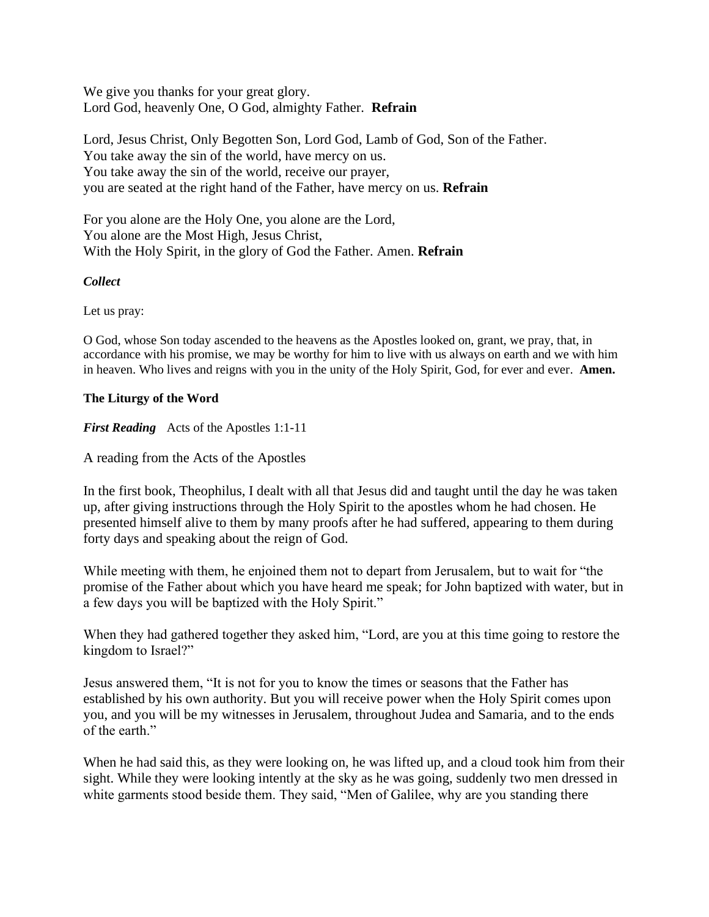We give you thanks for your great glory.
Lord God, heavenly One, O God, almighty Father. **Refrain**

Lord, Jesus Christ, Only Begotten Son, Lord God, Lamb of God, Son of the Father.
You take away the sin of the world, have mercy on us.
You take away the sin of the world, receive our prayer,
you are seated at the right hand of the Father, have mercy on us. **Refrain**

For you alone are the Holy One, you alone are the Lord,
You alone are the Most High, Jesus Christ,
With the Holy Spirit, in the glory of God the Father. Amen. **Refrain**

***Collect***

Let us pray:

O God, whose Son today ascended to the heavens as the Apostles looked on, grant, we pray, that, in accordance with his promise, we may be worthy for him to live with us always on earth and we with him in heaven. Who lives and reigns with you in the unity of the Holy Spirit, God, for ever and ever. **Amen.**

**The Liturgy of the Word**

***First Reading*** Acts of the Apostles 1:1-11

A reading from the Acts of the Apostles

In the first book, Theophilus, I dealt with all that Jesus did and taught until the day he was taken up, after giving instructions through the Holy Spirit to the apostles whom he had chosen. He presented himself alive to them by many proofs after he had suffered, appearing to them during forty days and speaking about the reign of God.

While meeting with them, he enjoined them not to depart from Jerusalem, but to wait for "the promise of the Father about which you have heard me speak; for John baptized with water, but in a few days you will be baptized with the Holy Spirit."

When they had gathered together they asked him, "Lord, are you at this time going to restore the kingdom to Israel?"

Jesus answered them, "It is not for you to know the times or seasons that the Father has established by his own authority. But you will receive power when the Holy Spirit comes upon you, and you will be my witnesses in Jerusalem, throughout Judea and Samaria, and to the ends of the earth."

When he had said this, as they were looking on, he was lifted up, and a cloud took him from their sight. While they were looking intently at the sky as he was going, suddenly two men dressed in white garments stood beside them. They said, "Men of Galilee, why are you standing there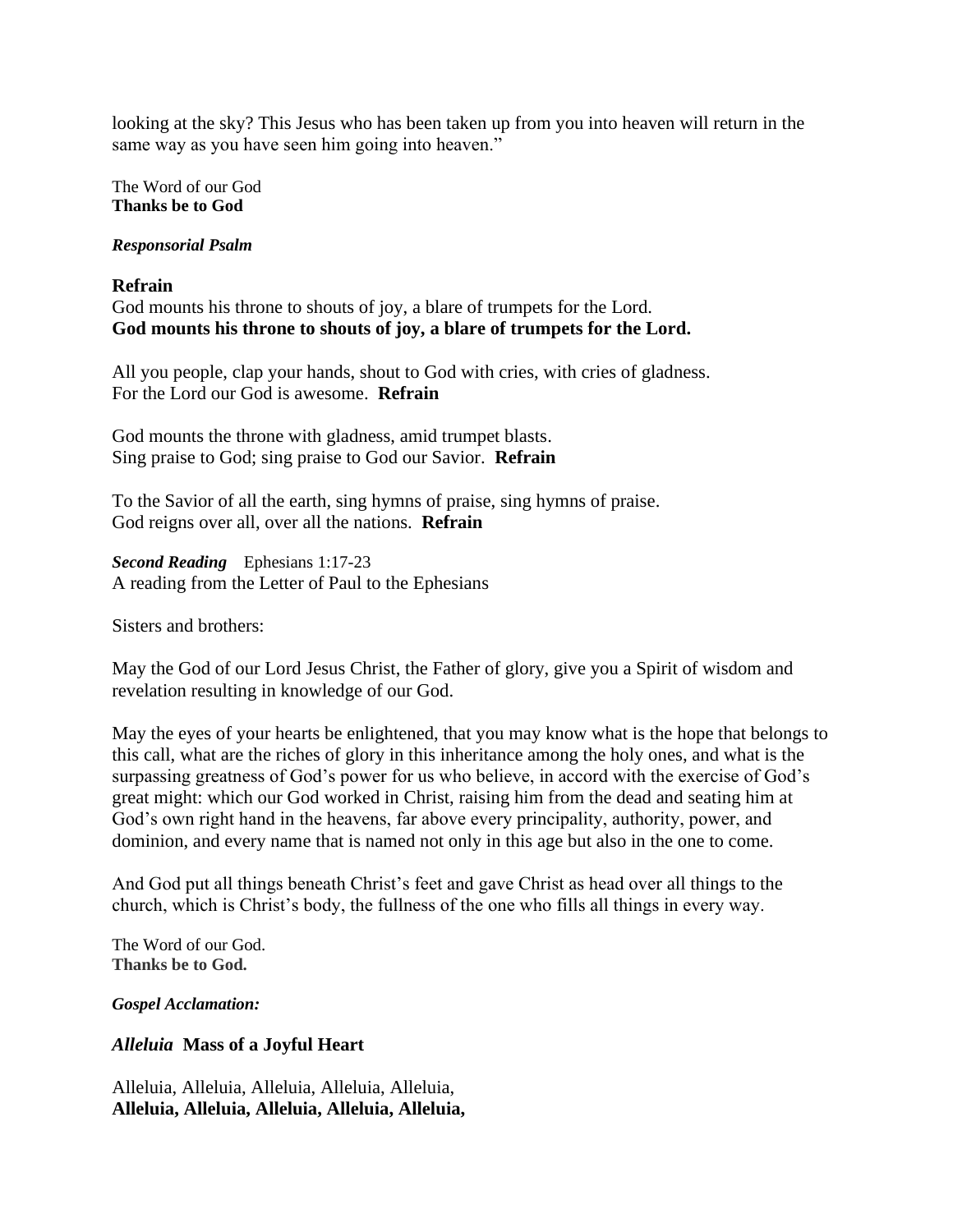looking at the sky? This Jesus who has been taken up from you into heaven will return in the same way as you have seen him going into heaven."

The Word of our God
**Thanks be to God**

***Responsorial Psalm***

**Refrain**
God mounts his throne to shouts of joy, a blare of trumpets for the Lord.
**God mounts his throne to shouts of joy, a blare of trumpets for the Lord.**

All you people, clap your hands, shout to God with cries, with cries of gladness.
For the Lord our God is awesome. **Refrain**

God mounts the throne with gladness, amid trumpet blasts.
Sing praise to God; sing praise to God our Savior. **Refrain**

To the Savior of all the earth, sing hymns of praise, sing hymns of praise.
God reigns over all, over all the nations. **Refrain**

***Second Reading*** Ephesians 1:17-23
A reading from the Letter of Paul to the Ephesians

Sisters and brothers:

May the God of our Lord Jesus Christ, the Father of glory, give you a Spirit of wisdom and revelation resulting in knowledge of our God.

May the eyes of your hearts be enlightened, that you may know what is the hope that belongs to this call, what are the riches of glory in this inheritance among the holy ones, and what is the surpassing greatness of God's power for us who believe, in accord with the exercise of God's great might: which our God worked in Christ, raising him from the dead and seating him at God's own right hand in the heavens, far above every principality, authority, power, and dominion, and every name that is named not only in this age but also in the one to come.

And God put all things beneath Christ's feet and gave Christ as head over all things to the church, which is Christ's body, the fullness of the one who fills all things in every way.

The Word of our God.
**Thanks be to God.**

***Gospel Acclamation:***

***Alleluia*** **Mass of a Joyful Heart**

Alleluia, Alleluia, Alleluia, Alleluia, Alleluia,
**Alleluia, Alleluia, Alleluia, Alleluia, Alleluia,**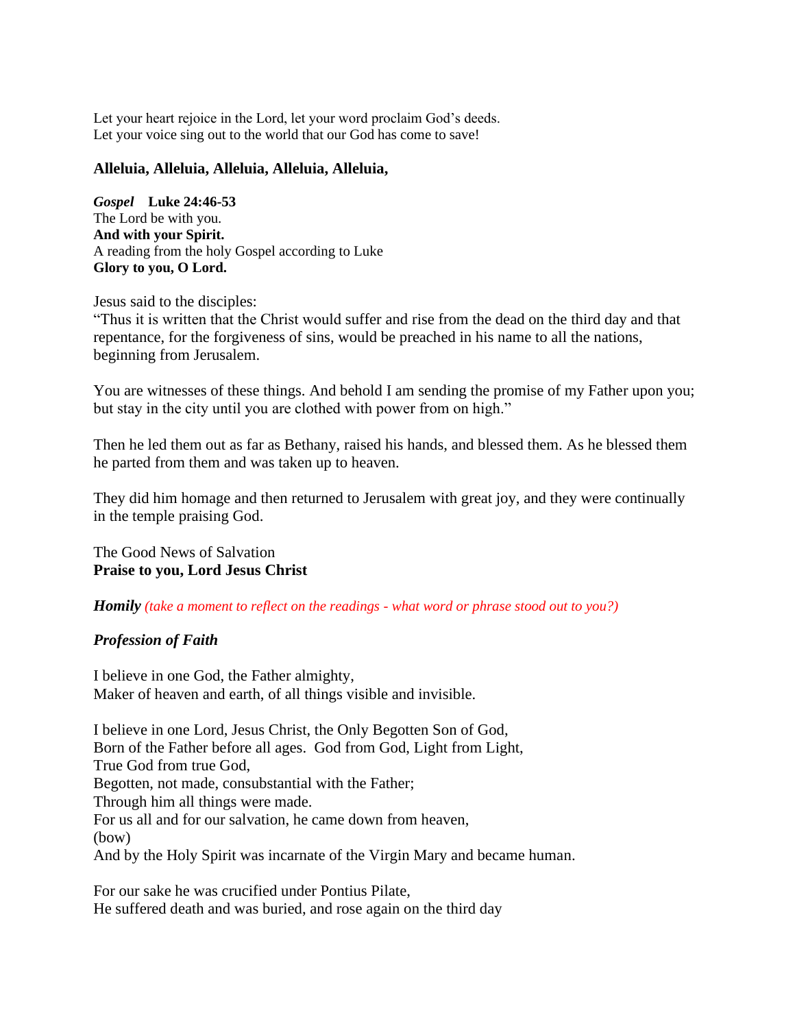Let your heart rejoice in the Lord, let your word proclaim God's deeds.
Let your voice sing out to the world that our God has come to save!

**Alleluia, Alleluia, Alleluia, Alleluia, Alleluia,**

***Gospel*** **Luke 24:46-53**
The Lord be with you.
**And with your Spirit.**
A reading from the holy Gospel according to Luke
**Glory to you, O Lord.**

Jesus said to the disciples:
"Thus it is written that the Christ would suffer and rise from the dead on the third day and that repentance, for the forgiveness of sins, would be preached in his name to all the nations, beginning from Jerusalem.

You are witnesses of these things. And behold I am sending the promise of my Father upon you; but stay in the city until you are clothed with power from on high."

Then he led them out as far as Bethany, raised his hands, and blessed them. As he blessed them he parted from them and was taken up to heaven.

They did him homage and then returned to Jerusalem with great joy, and they were continually in the temple praising God.

The Good News of Salvation
**Praise to you, Lord Jesus Christ**

***Homily*** *(take a moment to reflect on the readings - what word or phrase stood out to you?)*

***Profession of Faith***

I believe in one God, the Father almighty,
Maker of heaven and earth, of all things visible and invisible.

I believe in one Lord, Jesus Christ, the Only Begotten Son of God,
Born of the Father before all ages. God from God, Light from Light,
True God from true God,
Begotten, not made, consubstantial with the Father;
Through him all things were made.
For us all and for our salvation, he came down from heaven,
(bow)
And by the Holy Spirit was incarnate of the Virgin Mary and became human.

For our sake he was crucified under Pontius Pilate,
He suffered death and was buried, and rose again on the third day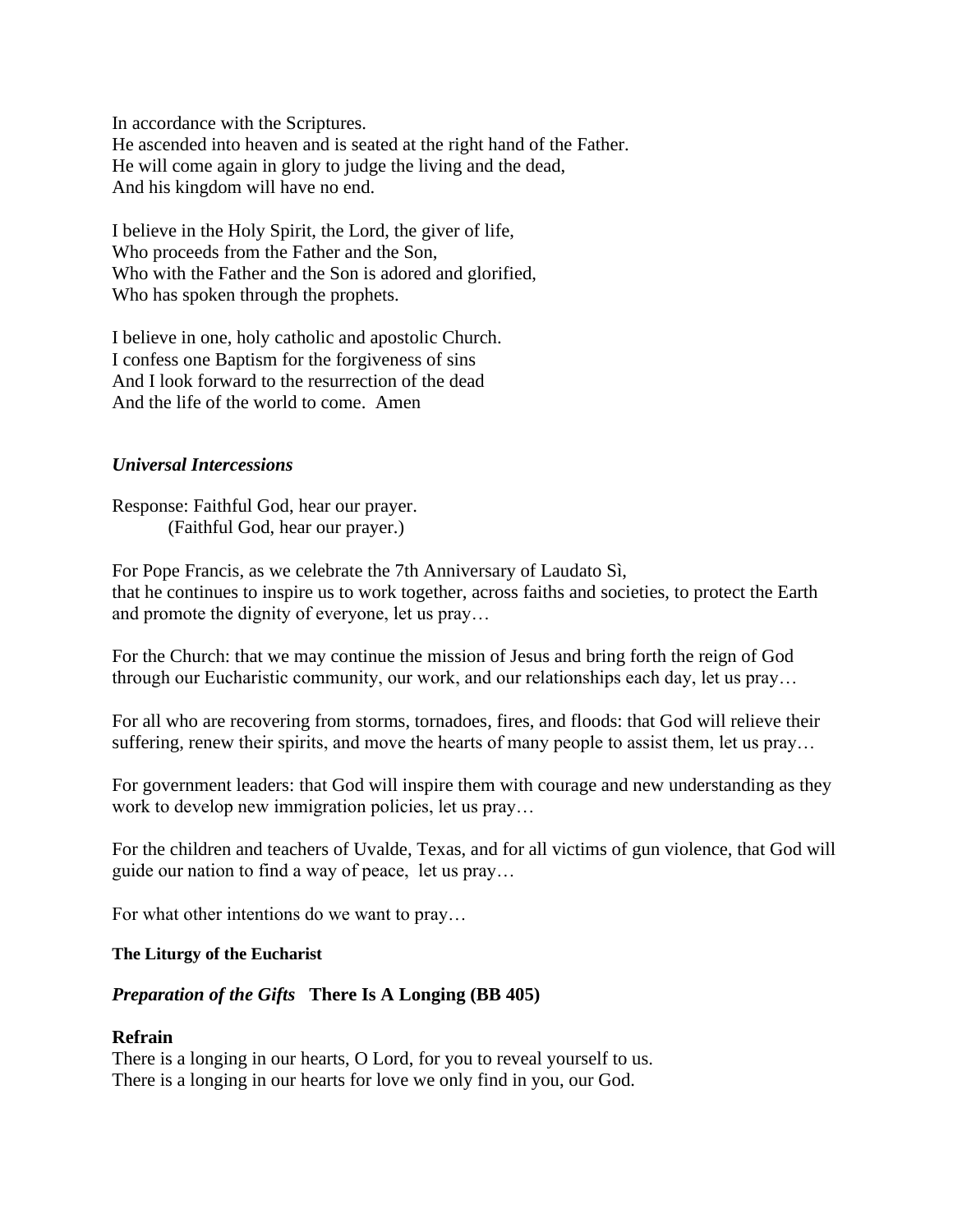In accordance with the Scriptures.
He ascended into heaven and is seated at the right hand of the Father.
He will come again in glory to judge the living and the dead,
And his kingdom will have no end.

I believe in the Holy Spirit, the Lord, the giver of life,
Who proceeds from the Father and the Son,
Who with the Father and the Son is adored and glorified,
Who has spoken through the prophets.

I believe in one, holy catholic and apostolic Church.
I confess one Baptism for the forgiveness of sins
And I look forward to the resurrection of the dead
And the life of the world to come.  Amen

***Universal Intercessions***

Response: Faithful God, hear our prayer.
(Faithful God, hear our prayer.)

For Pope Francis, as we celebrate the 7th Anniversary of Laudato Sì,
that he continues to inspire us to work together, across faiths and societies, to protect the Earth and promote the dignity of everyone, let us pray…

For the Church: that we may continue the mission of Jesus and bring forth the reign of God through our Eucharistic community, our work, and our relationships each day, let us pray…

For all who are recovering from storms, tornadoes, fires, and floods: that God will relieve their suffering, renew their spirits, and move the hearts of many people to assist them, let us pray…

For government leaders: that God will inspire them with courage and new understanding as they work to develop new immigration policies, let us pray…

For the children and teachers of Uvalde, Texas, and for all victims of gun violence, that God will guide our nation to find a way of peace,  let us pray…

For what other intentions do we want to pray…

**The Liturgy of the Eucharist**

***Preparation of the Gifts*** **There Is A Longing (BB 405)**

**Refrain**
There is a longing in our hearts, O Lord, for you to reveal yourself to us.
There is a longing in our hearts for love we only find in you, our God.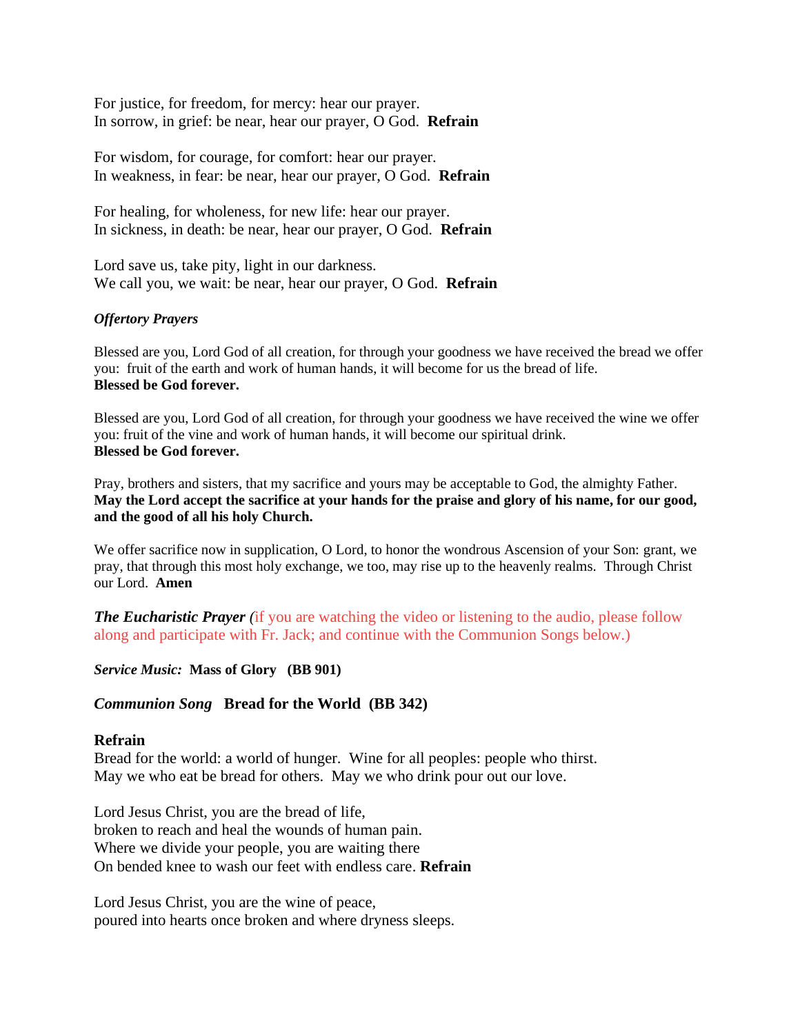For justice, for freedom, for mercy: hear our prayer.
In sorrow, in grief: be near, hear our prayer, O God.  **Refrain**

For wisdom, for courage, for comfort: hear our prayer.
In weakness, in fear: be near, hear our prayer, O God.  **Refrain**

For healing, for wholeness, for new life: hear our prayer.
In sickness, in death: be near, hear our prayer, O God.  **Refrain**

Lord save us, take pity, light in our darkness.
We call you, we wait: be near, hear our prayer, O God.  **Refrain**

***Offertory Prayers***

Blessed are you, Lord God of all creation, for through your goodness we have received the bread we offer you:  fruit of the earth and work of human hands, it will become for us the bread of life.
**Blessed be God forever.**

Blessed are you, Lord God of all creation, for through your goodness we have received the wine we offer you: fruit of the vine and work of human hands, it will become our spiritual drink.
**Blessed be God forever.**

Pray, brothers and sisters, that my sacrifice and yours may be acceptable to God, the almighty Father.
**May the Lord accept the sacrifice at your hands for the praise and glory of his name, for our good, and the good of all his holy Church.**

We offer sacrifice now in supplication, O Lord, to honor the wondrous Ascension of your Son: grant, we pray, that through this most holy exchange, we too, may rise up to the heavenly realms.  Through Christ our Lord.  **Amen**

***The Eucharistic Prayer*** (if you are watching the video or listening to the audio, please follow along and participate with Fr. Jack; and continue with the Communion Songs below.)

***Service Music:*** **Mass of Glory   (BB 901)**

***Communion Song***   **Bread for the World  (BB 342)**

**Refrain**
Bread for the world: a world of hunger.  Wine for all peoples: people who thirst.
May we who eat be bread for others.  May we who drink pour out our love.

Lord Jesus Christ, you are the bread of life,
broken to reach and heal the wounds of human pain.
Where we divide your people, you are waiting there
On bended knee to wash our feet with endless care. **Refrain**

Lord Jesus Christ, you are the wine of peace,
poured into hearts once broken and where dryness sleeps.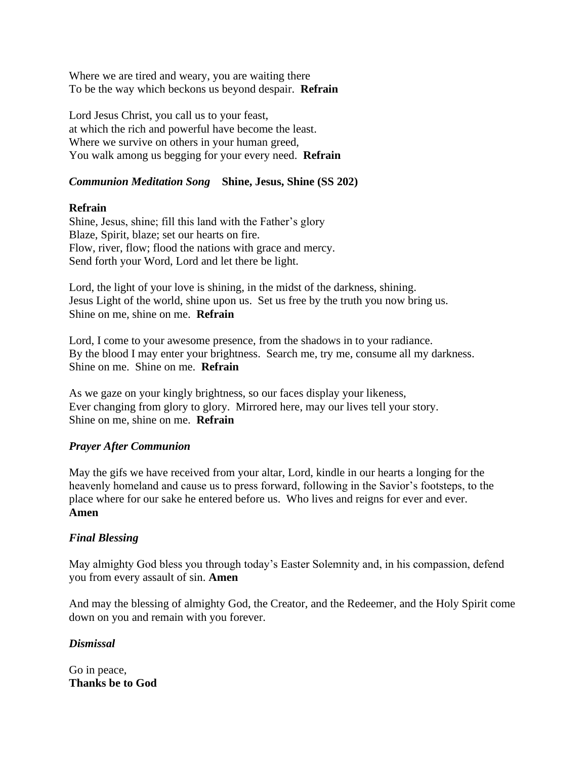Where we are tired and weary, you are waiting there
To be the way which beckons us beyond despair. **Refrain**

Lord Jesus Christ, you call us to your feast,
at which the rich and powerful have become the least.
Where we survive on others in your human greed,
You walk among us begging for your every need. **Refrain**

***Communion Meditation Song*** **Shine, Jesus, Shine (SS 202)**

**Refrain**
Shine, Jesus, shine; fill this land with the Father's glory
Blaze, Spirit, blaze; set our hearts on fire.
Flow, river, flow; flood the nations with grace and mercy.
Send forth your Word, Lord and let there be light.

Lord, the light of your love is shining, in the midst of the darkness, shining.
Jesus Light of the world, shine upon us. Set us free by the truth you now bring us.
Shine on me, shine on me. **Refrain**

Lord, I come to your awesome presence, from the shadows in to your radiance.
By the blood I may enter your brightness. Search me, try me, consume all my darkness.
Shine on me. Shine on me. **Refrain**

As we gaze on your kingly brightness, so our faces display your likeness,
Ever changing from glory to glory. Mirrored here, may our lives tell your story.
Shine on me, shine on me. **Refrain**

***Prayer After Communion***

May the gifs we have received from your altar, Lord, kindle in our hearts a longing for the heavenly homeland and cause us to press forward, following in the Savior's footsteps, to the place where for our sake he entered before us. Who lives and reigns for ever and ever.
**Amen**

***Final Blessing***

May almighty God bless you through today's Easter Solemnity and, in his compassion, defend you from every assault of sin. **Amen**

And may the blessing of almighty God, the Creator, and the Redeemer, and the Holy Spirit come down on you and remain with you forever.

***Dismissal***

Go in peace,
**Thanks be to God**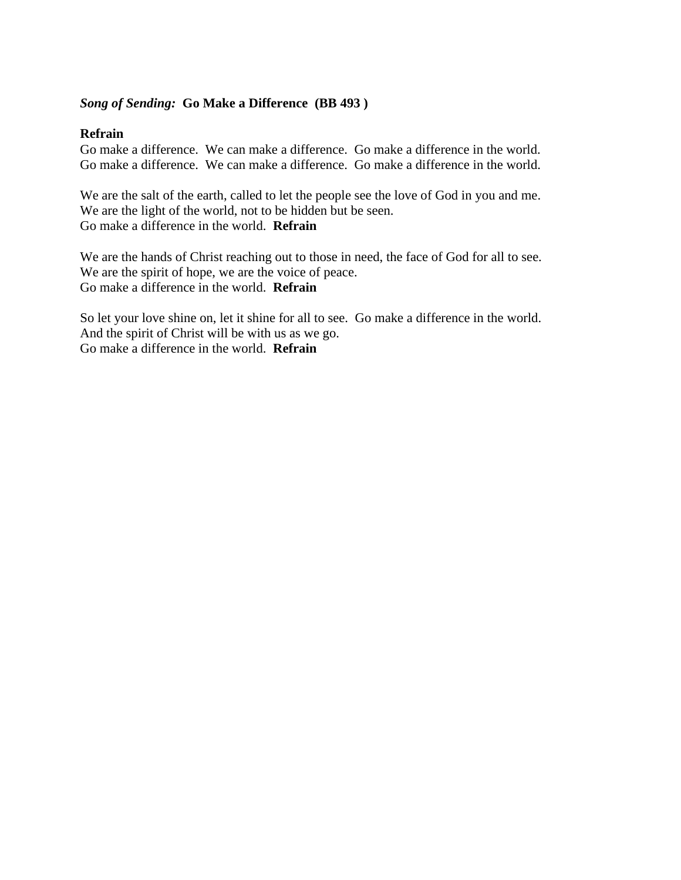*Song of Sending:* **Go Make a Difference (BB 493 )**

**Refrain**
Go make a difference. We can make a difference. Go make a difference in the world.
Go make a difference. We can make a difference. Go make a difference in the world.

We are the salt of the earth, called to let the people see the love of God in you and me.
We are the light of the world, not to be hidden but be seen.
Go make a difference in the world. **Refrain**

We are the hands of Christ reaching out to those in need, the face of God for all to see.
We are the spirit of hope, we are the voice of peace.
Go make a difference in the world. **Refrain**

So let your love shine on, let it shine for all to see. Go make a difference in the world.
And the spirit of Christ will be with us as we go.
Go make a difference in the world. **Refrain**